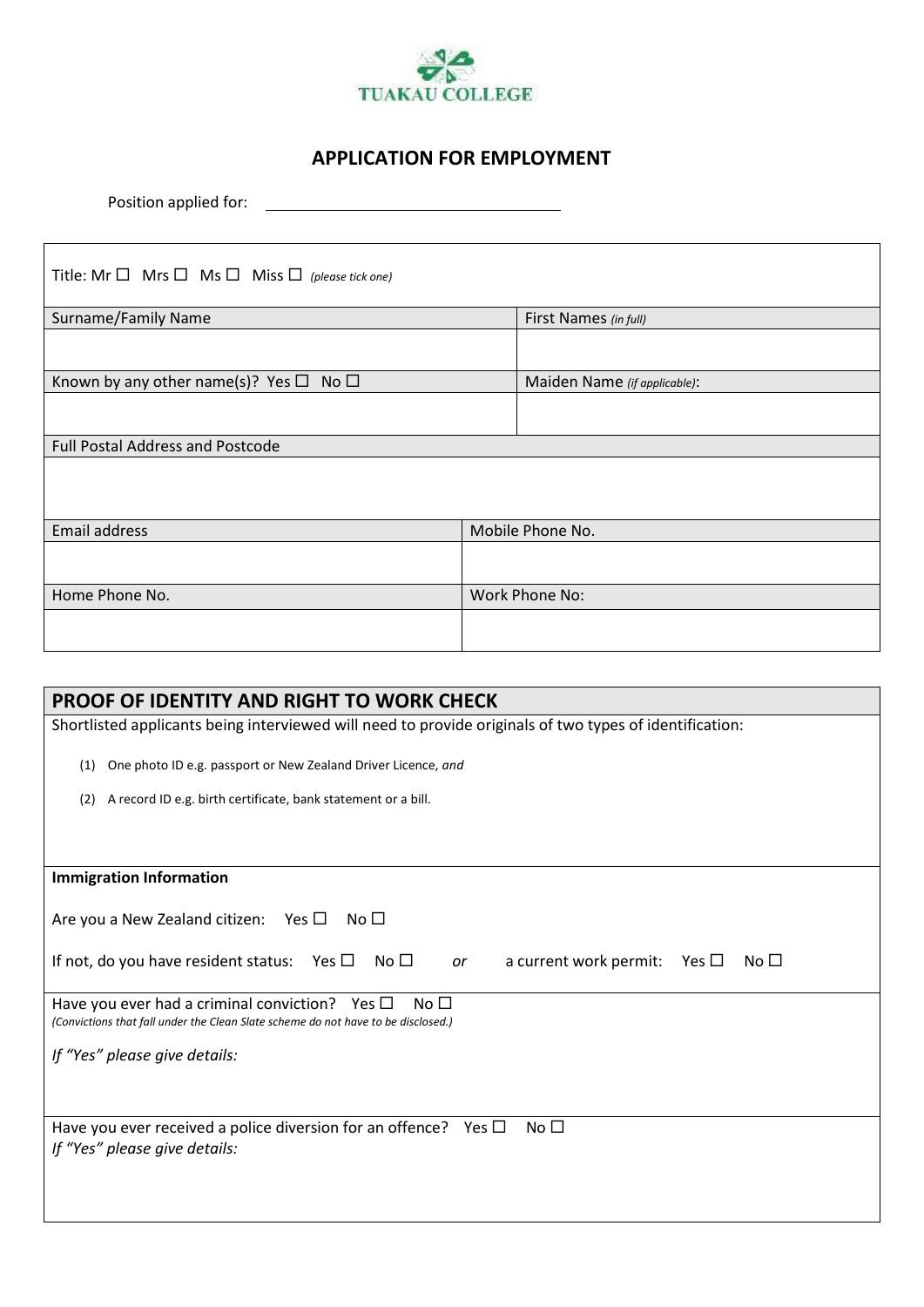TUAKAU COLLEGE

# APPLICATION FOR EMPLOYMENT

Position applied for: ______________________________

| Title: Mr ☐ Mrs ☐ Ms ☐ Miss ☐ *(please tick one)* | |
|---|---|
| Surname/Family Name | First Names *(in full)* |
| | |
| Known by any other name(s)? Yes ☐ No ☐ | Maiden Name *(if applicable)*: |
| | |
| Full Postal Address and Postcode | |
| | |
| Email address | Mobile Phone No. |
| | |
| Home Phone No. | Work Phone No: |
| | |

## PROOF OF IDENTITY AND RIGHT TO WORK CHECK

Shortlisted applicants being interviewed will need to provide originals of two types of identification:

(1) One photo ID e.g. passport or New Zealand Driver Licence, *and*

(2) A record ID e.g. birth certificate, bank statement or a bill.

**Immigration Information**

Are you a New Zealand citizen: Yes ☐ No ☐

If not, do you have resident status: Yes ☐ No ☐ *or* a current work permit: Yes ☐ No ☐

Have you ever had a criminal conviction? Yes ☐ No ☐
*(Convictions that fall under the Clean Slate scheme do not have to be disclosed.)*

*If "Yes" please give details:*

Have you ever received a police diversion for an offence? Yes ☐ No ☐
*If "Yes" please give details:*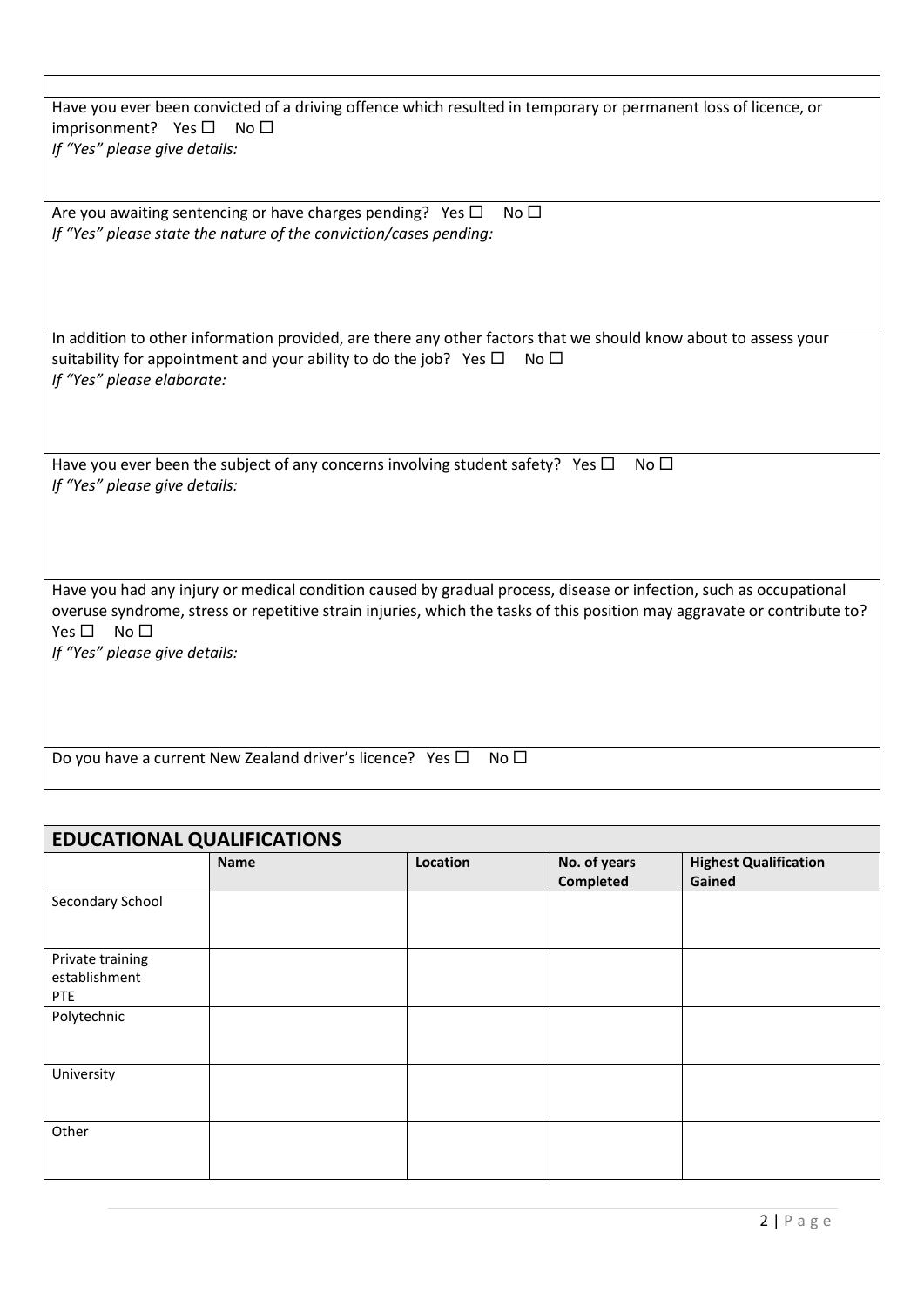Have you ever been convicted of a driving offence which resulted in temporary or permanent loss of licence, or imprisonment? Yes ☐ No ☐
*If "Yes" please give details:*

Are you awaiting sentencing or have charges pending? Yes ☐ No ☐
*If "Yes" please state the nature of the conviction/cases pending:*

In addition to other information provided, are there any other factors that we should know about to assess your suitability for appointment and your ability to do the job? Yes ☐ No ☐
*If "Yes" please elaborate:*

Have you ever been the subject of any concerns involving student safety? Yes ☐ No ☐
*If "Yes" please give details:*

Have you had any injury or medical condition caused by gradual process, disease or infection, such as occupational overuse syndrome, stress or repetitive strain injuries, which the tasks of this position may aggravate or contribute to? Yes ☐ No ☐
*If "Yes" please give details:*

Do you have a current New Zealand driver's licence? Yes ☐ No ☐

## EDUCATIONAL QUALIFICATIONS

| | Name | Location | No. of years Completed | Highest Qualification Gained |
|---|---|---|---|---|
| Secondary School | | | | |
| Private training establishment PTE | | | | |
| Polytechnic | | | | |
| University | | | | |
| Other | | | | |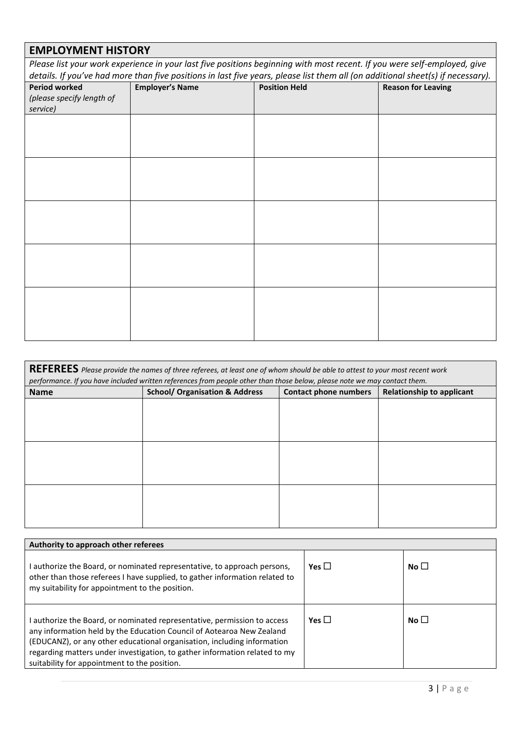## EMPLOYMENT HISTORY

*Please list your work experience in your last five positions beginning with most recent. If you were self-employed, give details. If you've had more than five positions in last five years, please list them all (on additional sheet(s) if necessary).*

| **Period worked** *(please specify length of service)* | **Employer's Name** | **Position Held** | **Reason for Leaving** |
|---|---|---|---|
| | | | |
| | | | |
| | | | |
| | | | |
| | | | |

## REFEREES

*Please provide the names of three referees, at least one of whom should be able to attest to your most recent work performance. If you have included written references from people other than those below, please note we may contact them.*

| **Name** | **School/ Organisation & Address** | **Contact phone numbers** | **Relationship to applicant** |
|---|---|---|---|
| | | | |
| | | | |
| | | | |

| **Authority to approach other referees** | | |
|---|---|---|
| I authorize the Board, or nominated representative, to approach persons, other than those referees I have supplied, to gather information related to my suitability for appointment to the position. | **Yes** ☐ | **No** ☐ |
| I authorize the Board, or nominated representative, permission to access any information held by the Education Council of Aotearoa New Zealand (EDUCANZ), or any other educational organisation, including information regarding matters under investigation, to gather information related to my suitability for appointment to the position. | **Yes** ☐ | **No** ☐ |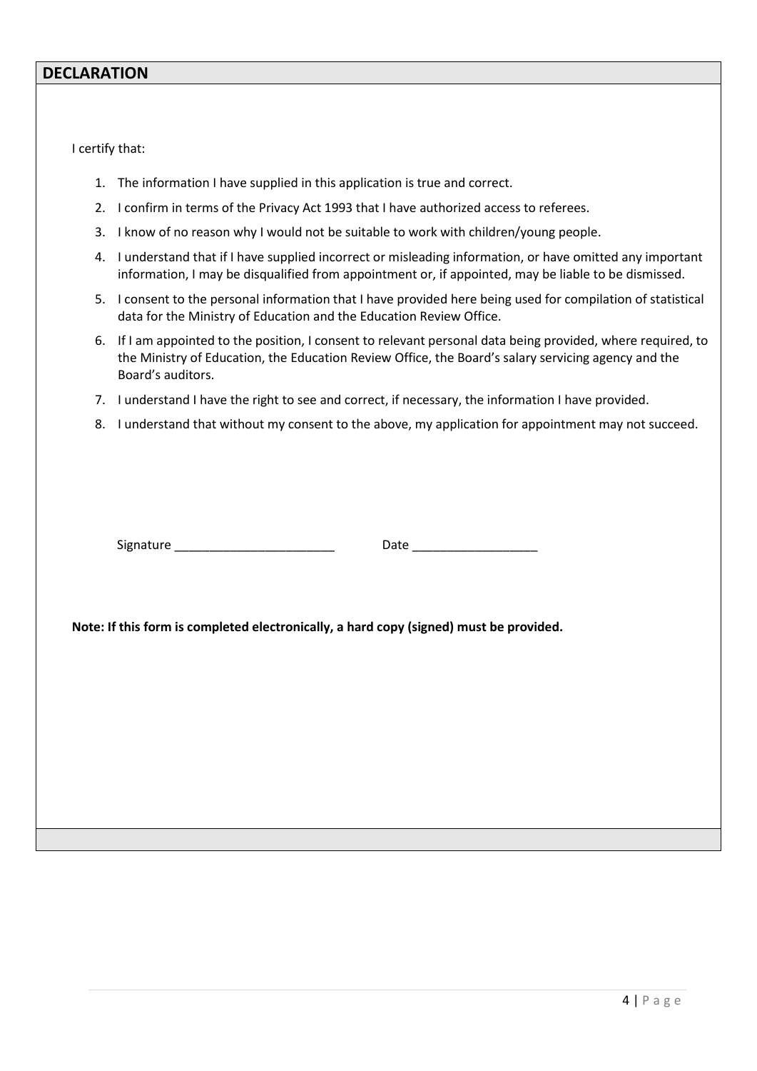## DECLARATION

I certify that:

1. The information I have supplied in this application is true and correct.
2. I confirm in terms of the Privacy Act 1993 that I have authorized access to referees.
3. I know of no reason why I would not be suitable to work with children/young people.
4. I understand that if I have supplied incorrect or misleading information, or have omitted any important information, I may be disqualified from appointment or, if appointed, may be liable to be dismissed.
5. I consent to the personal information that I have provided here being used for compilation of statistical data for the Ministry of Education and the Education Review Office.
6. If I am appointed to the position, I consent to relevant personal data being provided, where required, to the Ministry of Education, the Education Review Office, the Board's salary servicing agency and the Board's auditors.
7. I understand I have the right to see and correct, if necessary, the information I have provided.
8. I understand that without my consent to the above, my application for appointment may not succeed.

Signature _______________________ Date __________________

**Note: If this form is completed electronically, a hard copy (signed) must be provided.**